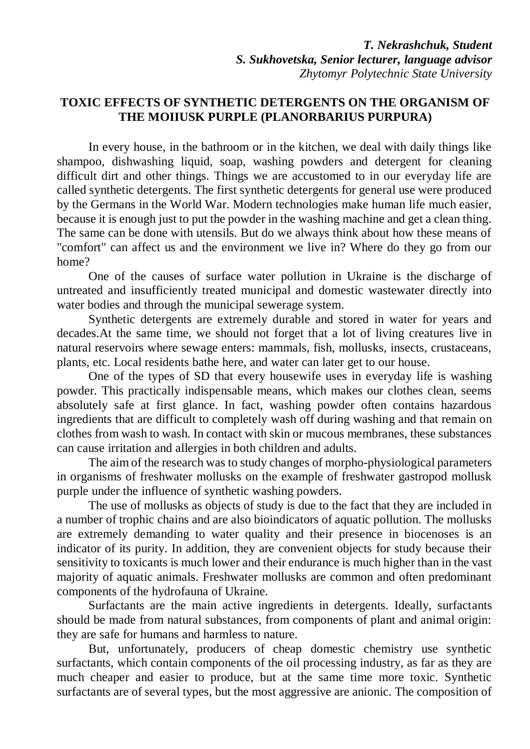***T. Nekrashchuk, Student***
***S. Sukhovetska, Senior lecturer, language advisor***
*Zhytomyr Polytechnic State University*

## TOXIC EFFECTS OF SYNTHETIC DETERGENTS ON THE ORGANISM OF THE MOIIUSK PURPLE (PLANORBARIUS PURPURA)

In every house, in the bathroom or in the kitchen, we deal with daily things like shampoo, dishwashing liquid, soap, washing powders and detergent for cleaning difficult dirt and other things. Things we are accustomed to in our everyday life are called synthetic detergents. The first synthetic detergents for general use were produced by the Germans in the World War. Modern technologies make human life much easier, because it is enough just to put the powder in the washing machine and get a clean thing. The same can be done with utensils. But do we always think about how these means of "comfort" can affect us and the environment we live in? Where do they go from our home?

One of the causes of surface water pollution in Ukraine is the discharge of untreated and insufficiently treated municipal and domestic wastewater directly into water bodies and through the municipal sewerage system.

Synthetic detergents are extremely durable and stored in water for years and decades.At the same time, we should not forget that a lot of living creatures live in natural reservoirs where sewage enters: mammals, fish, mollusks, insects, crustaceans, plants, etc. Local residents bathe here, and water can later get to our house.

One of the types of SD that every housewife uses in everyday life is washing powder. This practically indispensable means, which makes our clothes clean, seems absolutely safe at first glance. In fact, washing powder often contains hazardous ingredients that are difficult to completely wash off during washing and that remain on clothes from wash to wash. In contact with skin or mucous membranes, these substances can cause irritation and allergies in both children and adults.

The aim of the research was to study changes of morpho-physiological parameters in organisms of freshwater mollusks on the example of freshwater gastropod mollusk purple under the influence of synthetic washing powders.

The use of mollusks as objects of study is due to the fact that they are included in a number of trophic chains and are also bioindicators of aquatic pollution. The mollusks are extremely demanding to water quality and their presence in biocenoses is an indicator of its purity. In addition, they are convenient objects for study because their sensitivity to toxicants is much lower and their endurance is much higher than in the vast majority of aquatic animals. Freshwater mollusks are common and often predominant components of the hydrofauna of Ukraine.

Surfactants are the main active ingredients in detergents. Ideally, surfactants should be made from natural substances, from components of plant and animal origin: they are safe for humans and harmless to nature.

But, unfortunately, producers of cheap domestic chemistry use synthetic surfactants, which contain components of the oil processing industry, as far as they are much cheaper and easier to produce, but at the same time more toxic. Synthetic surfactants are of several types, but the most aggressive are anionic. The composition of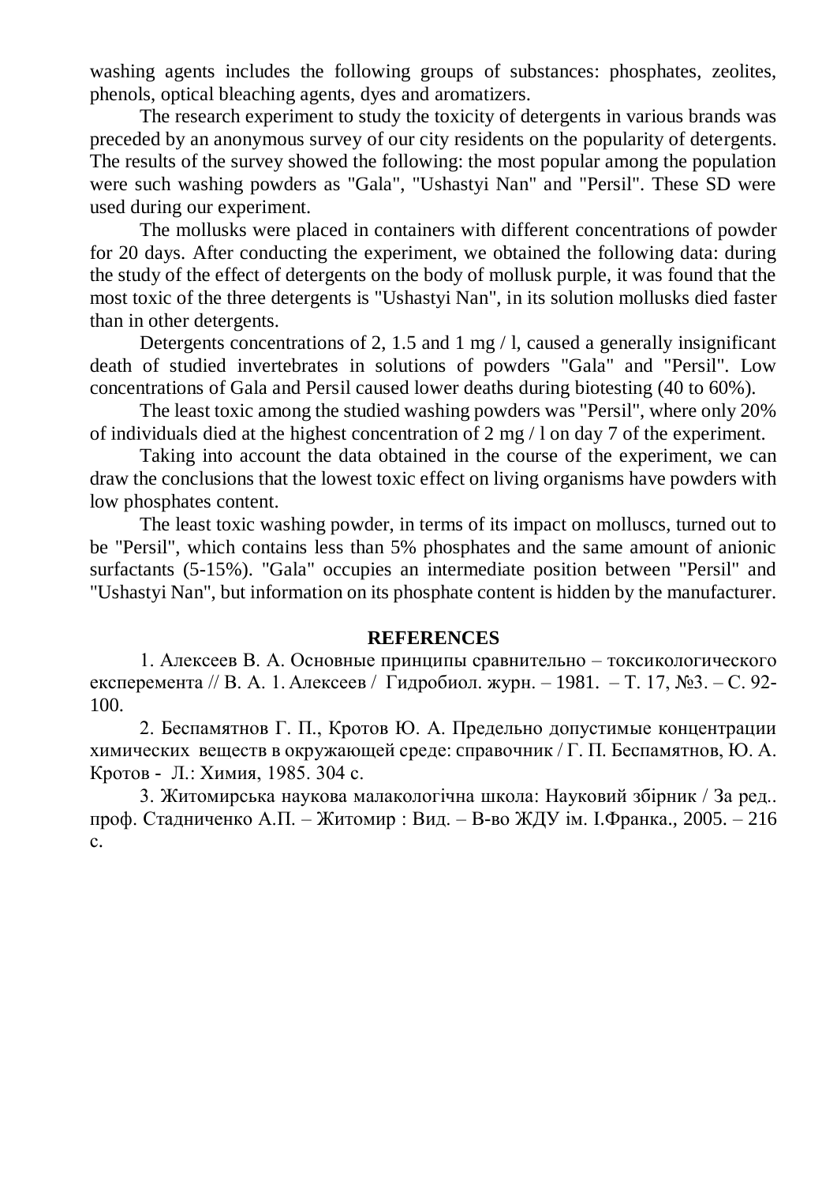washing agents includes the following groups of substances: phosphates, zeolites, phenols, optical bleaching agents, dyes and aromatizers.

The research experiment to study the toxicity of detergents in various brands was preceded by an anonymous survey of our city residents on the popularity of detergents. The results of the survey showed the following: the most popular among the population were such washing powders as "Gala", "Ushastyi Nan" and "Persil". These SD were used during our experiment.

The mollusks were placed in containers with different concentrations of powder for 20 days. After conducting the experiment, we obtained the following data: during the study of the effect of detergents on the body of mollusk purple, it was found that the most toxic of the three detergents is "Ushastyi Nan", in its solution mollusks died faster than in other detergents.

Detergents concentrations of 2, 1.5 and 1 mg / l, caused a generally insignificant death of studied invertebrates in solutions of powders "Gala" and "Persil". Low concentrations of Gala and Persil caused lower deaths during biotesting (40 to 60%).

The least toxic among the studied washing powders was "Persil", where only 20% of individuals died at the highest concentration of 2 mg / l on day 7 of the experiment.

Taking into account the data obtained in the course of the experiment, we can draw the conclusions that the lowest toxic effect on living organisms have powders with low phosphates content.

The least toxic washing powder, in terms of its impact on molluscs, turned out to be "Persil", which contains less than 5% phosphates and the same amount of anionic surfactants (5-15%). "Gala" occupies an intermediate position between "Persil" and "Ushastyi Nan", but information on its phosphate content is hidden by the manufacturer.

## REFERENCES

1. Алексеев В. А. Основные принципы сравнительно – токсикологического експеремента // В. А. 1. Алексеев / Гидробиол. журн. – 1981. – Т. 17, №3. – С. 92-100.

2. Беспамятнов Г. П., Кротов Ю. А. Предельно допустимые концентрации химических веществ в окружающей среде: справочник / Г. П. Беспамятнов, Ю. А. Кротов - Л.: Химия, 1985. 304 с.

3. Житомирська наукова малакологічна школа: Науковий збірник / За ред.. проф. Стадниченко А.П. – Житомир : Вид. – В-во ЖДУ ім. І.Франка., 2005. – 216 с.